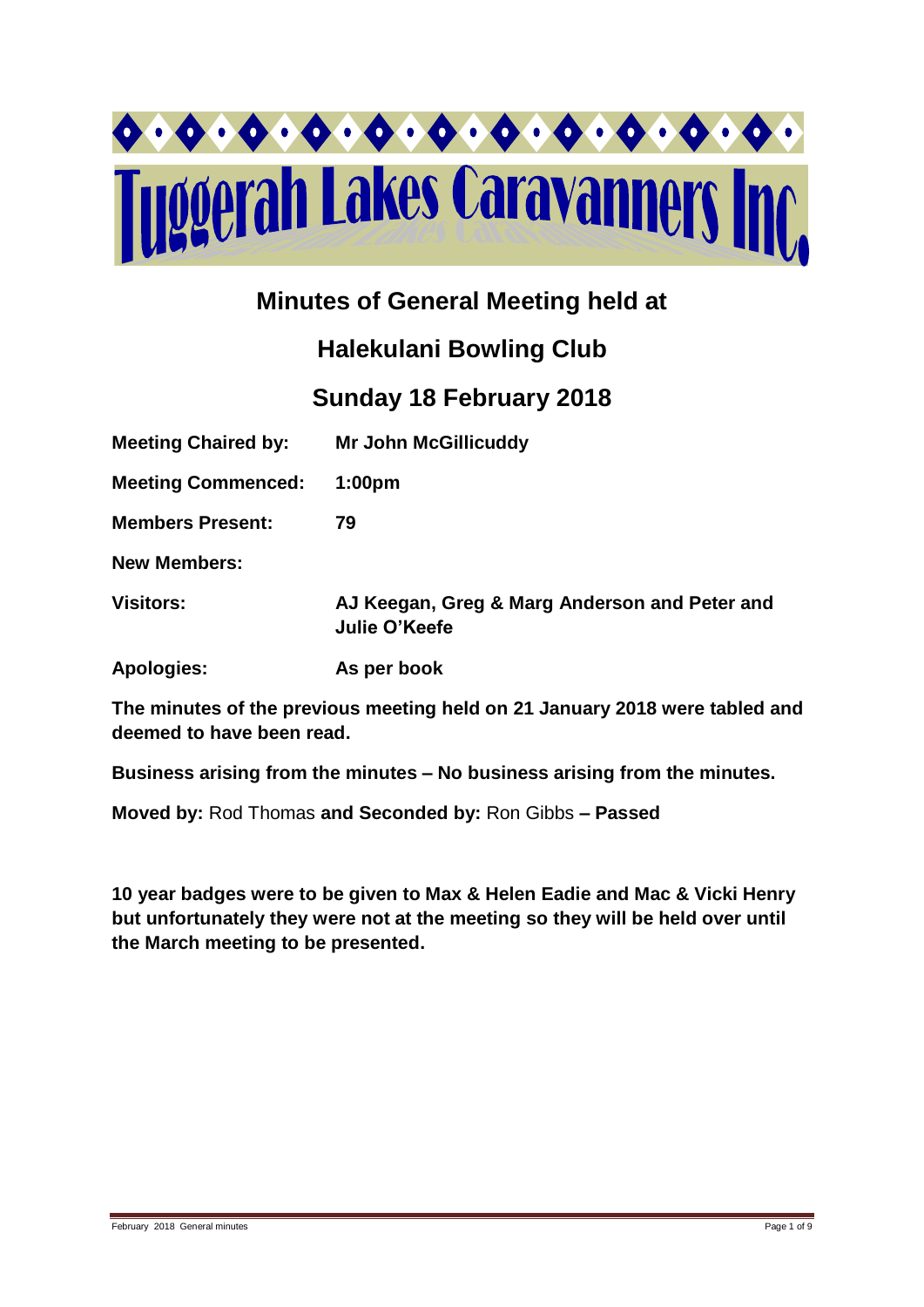# Tuggerah Lakes Caravanners Inc

## Minutes of General Meeting held at

## Halekulani Bowling Club

## Sunday 18 February 2018

**Meeting Chaired by:** **Mr John McGillicuddy**

**Meeting Commenced:** **1:00pm**

**Members Present:** **79**

**New Members:**

**Visitors:** **AJ Keegan, Greg & Marg Anderson and Peter and Julie O'Keefe**

**Apologies:** **As per book**

**The minutes of the previous meeting held on 21 January 2018 were tabled and deemed to have been read.**

**Business arising from the minutes – No business arising from the minutes.**

**Moved by:** Rod Thomas **and Seconded by:** Ron Gibbs **– Passed**

**10 year badges were to be given to Max & Helen Eadie and Mac & Vicki Henry but unfortunately they were not at the meeting so they will be held over until the March meeting to be presented.**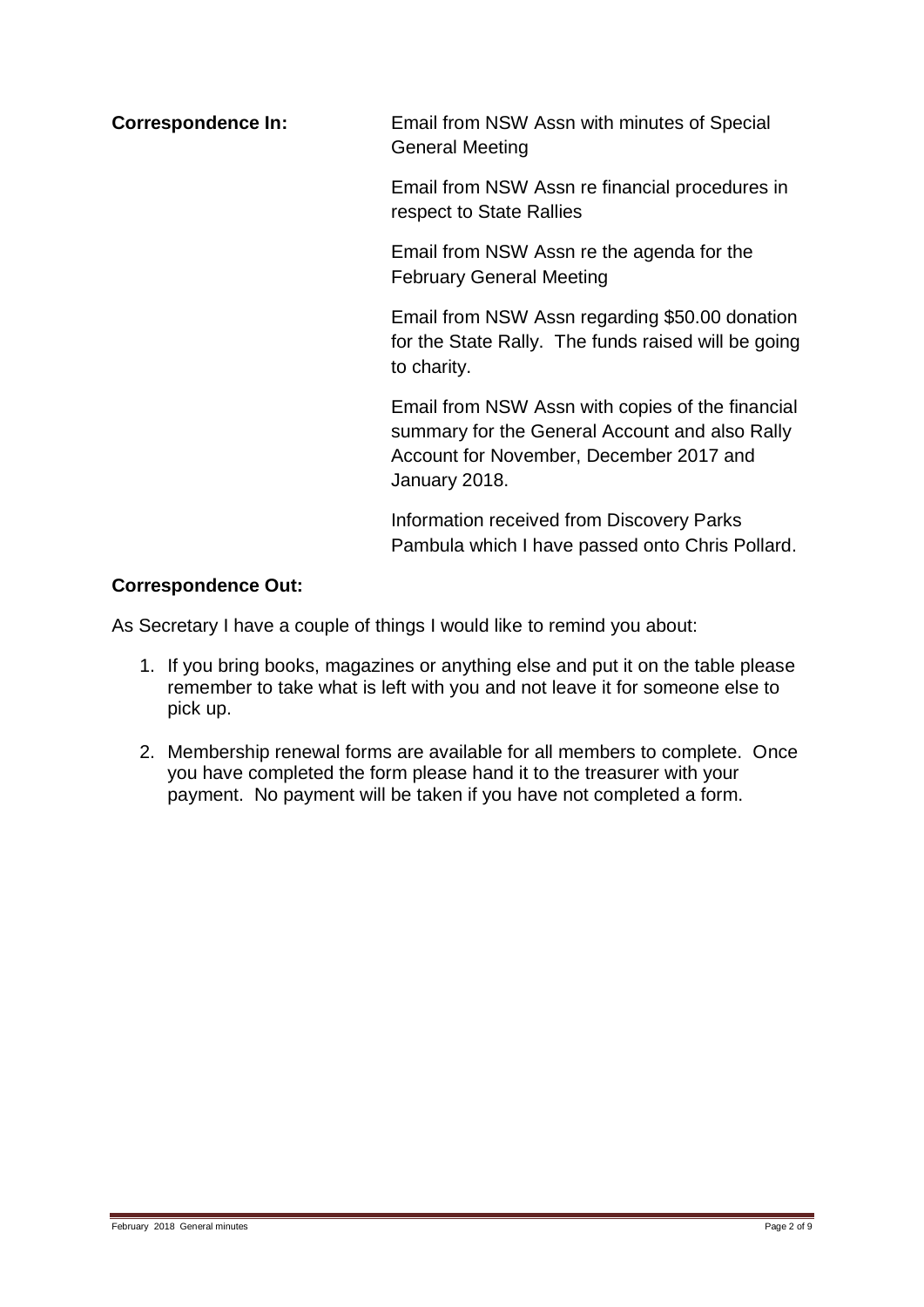**Correspondence In:**

Email from NSW Assn with minutes of Special General Meeting

Email from NSW Assn re financial procedures in respect to State Rallies

Email from NSW Assn re the agenda for the February General Meeting

Email from NSW Assn regarding $50.00 donation for the State Rally. The funds raised will be going to charity.

Email from NSW Assn with copies of the financial summary for the General Account and also Rally Account for November, December 2017 and January 2018.

Information received from Discovery Parks Pambula which I have passed onto Chris Pollard.

**Correspondence Out:**

As Secretary I have a couple of things I would like to remind you about:

1. If you bring books, magazines or anything else and put it on the table please remember to take what is left with you and not leave it for someone else to pick up.
2. Membership renewal forms are available for all members to complete. Once you have completed the form please hand it to the treasurer with your payment. No payment will be taken if you have not completed a form.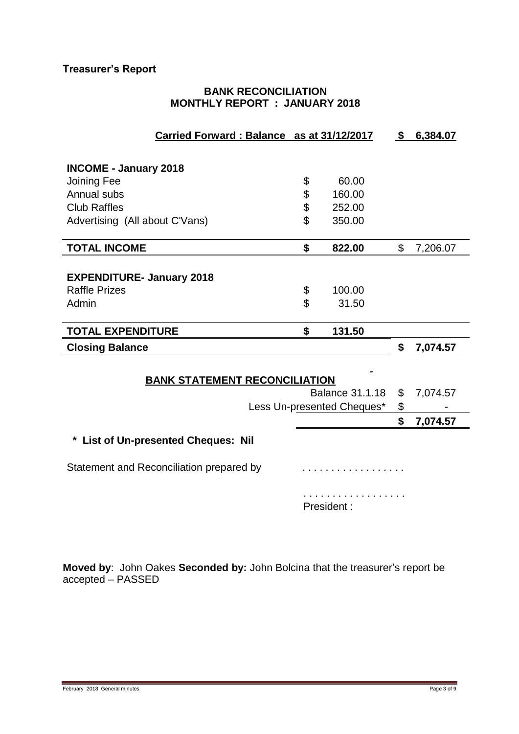**Treasurer's Report**

## BANK RECONCILIATION
## MONTHLY REPORT : JANUARY 2018

| **Carried Forward : Balance as at 31/12/2017** | | | **$** | **6,384.07** |
|---|---|---|---|---|
| **INCOME - January 2018** | | | | |
| Joining Fee | $ | 60.00 | | |
| Annual subs | $ | 160.00 | | |
| Club Raffles | $ | 252.00 | | |
| Advertising (All about C'Vans) | $ | 350.00 | | |
| **TOTAL INCOME** | **$** | **822.00** | $ | 7,206.07 |
| **EXPENDITURE- January 2018** | | | | |
| Raffle Prizes | $ | 100.00 | | |
| Admin | $ | 31.50 | | |
| **TOTAL EXPENDITURE** | **$** | **131.50** | | |
| **Closing Balance** | | | **$** | **7,074.57** |

**BANK STATEMENT RECONCILIATION**

| | | |
|---|---|---|
| Balance 31.1.18 | $ | 7,074.57 |
| Less Un-presented Cheques* | $ | - |
| | **$** | **7,074.57** |

**\* List of Un-presented Cheques: Nil**

Statement and Reconciliation prepared by . . . . . . . . . . . . . . . . . .

. . . . . . . . . . . . . . . . . .
President :

**Moved by**: John Oakes **Seconded by:** John Bolcina that the treasurer's report be accepted – PASSED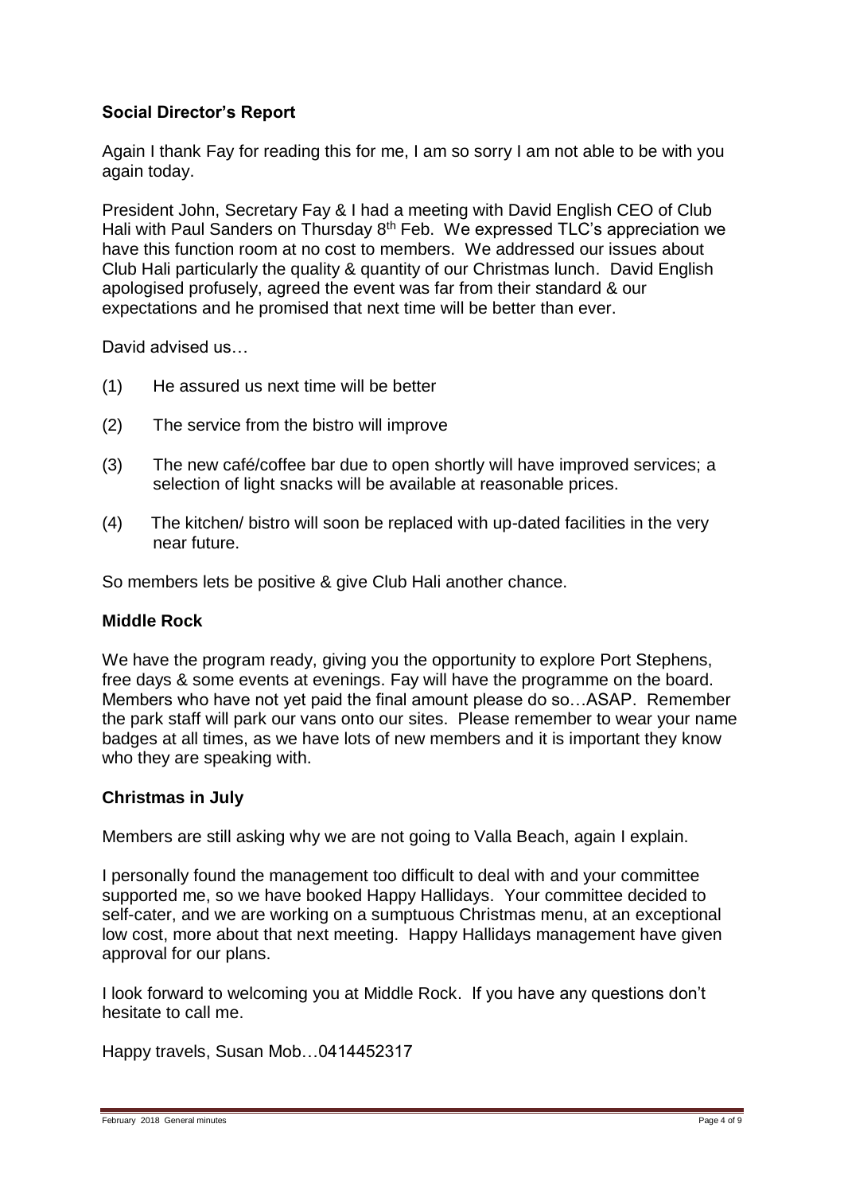## Social Director's Report

Again I thank Fay for reading this for me, I am so sorry I am not able to be with you again today.

President John, Secretary Fay & I had a meeting with David English CEO of Club Hali with Paul Sanders on Thursday 8th Feb. We expressed TLC's appreciation we have this function room at no cost to members. We addressed our issues about Club Hali particularly the quality & quantity of our Christmas lunch. David English apologised profusely, agreed the event was far from their standard & our expectations and he promised that next time will be better than ever.

David advised us…

(1) He assured us next time will be better

(2) The service from the bistro will improve

(3) The new café/coffee bar due to open shortly will have improved services; a selection of light snacks will be available at reasonable prices.

(4) The kitchen/ bistro will soon be replaced with up-dated facilities in the very near future.

So members lets be positive & give Club Hali another chance.

### Middle Rock

We have the program ready, giving you the opportunity to explore Port Stephens, free days & some events at evenings. Fay will have the programme on the board. Members who have not yet paid the final amount please do so…ASAP. Remember the park staff will park our vans onto our sites. Please remember to wear your name badges at all times, as we have lots of new members and it is important they know who they are speaking with.

### Christmas in July

Members are still asking why we are not going to Valla Beach, again I explain.

I personally found the management too difficult to deal with and your committee supported me, so we have booked Happy Hallidays. Your committee decided to self-cater, and we are working on a sumptuous Christmas menu, at an exceptional low cost, more about that next meeting. Happy Hallidays management have given approval for our plans.

I look forward to welcoming you at Middle Rock. If you have any questions don't hesitate to call me.

Happy travels, Susan Mob…0414452317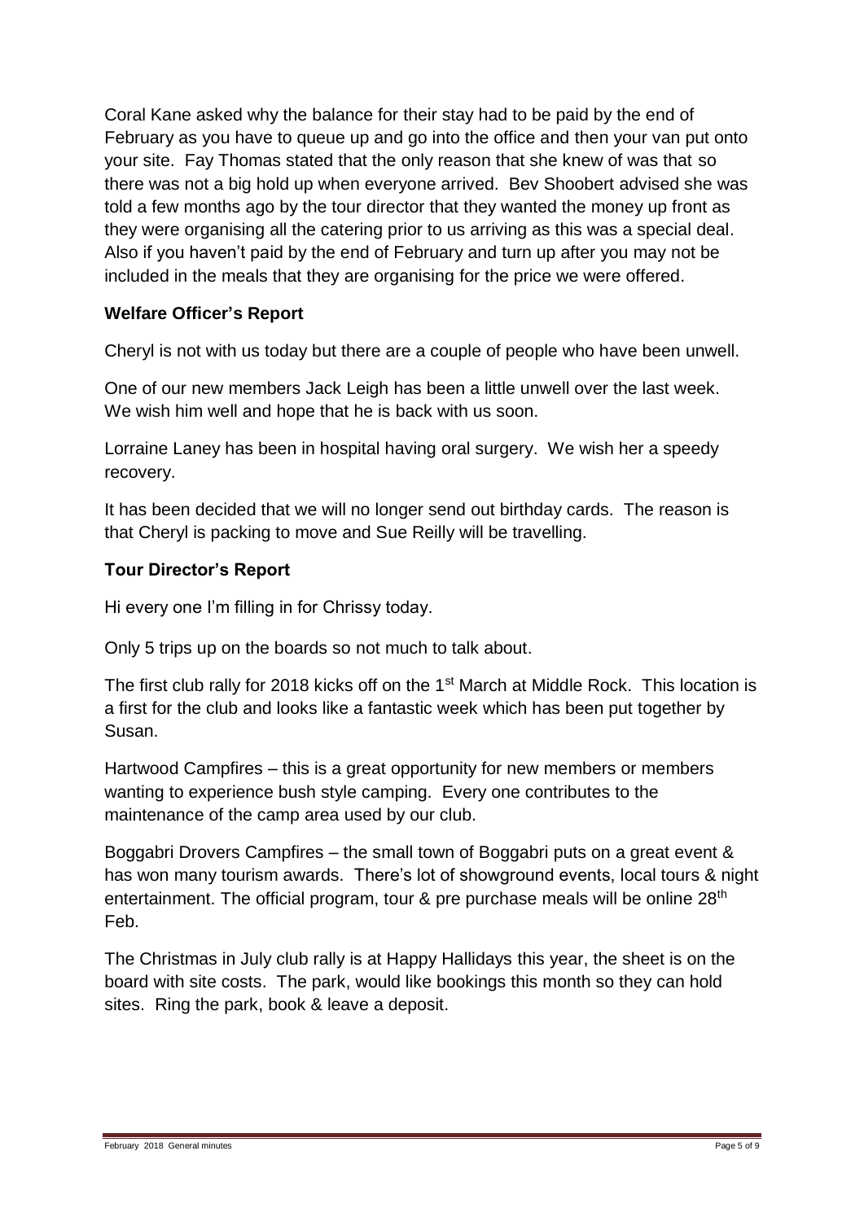Coral Kane asked why the balance for their stay had to be paid by the end of February as you have to queue up and go into the office and then your van put onto your site. Fay Thomas stated that the only reason that she knew of was that so there was not a big hold up when everyone arrived. Bev Shoobert advised she was told a few months ago by the tour director that they wanted the money up front as they were organising all the catering prior to us arriving as this was a special deal. Also if you haven't paid by the end of February and turn up after you may not be included in the meals that they are organising for the price we were offered.

**Welfare Officer's Report**

Cheryl is not with us today but there are a couple of people who have been unwell.

One of our new members Jack Leigh has been a little unwell over the last week. We wish him well and hope that he is back with us soon.

Lorraine Laney has been in hospital having oral surgery. We wish her a speedy recovery.

It has been decided that we will no longer send out birthday cards. The reason is that Cheryl is packing to move and Sue Reilly will be travelling.

**Tour Director's Report**

Hi every one I'm filling in for Chrissy today.

Only 5 trips up on the boards so not much to talk about.

The first club rally for 2018 kicks off on the 1st March at Middle Rock. This location is a first for the club and looks like a fantastic week which has been put together by Susan.

Hartwood Campfires – this is a great opportunity for new members or members wanting to experience bush style camping. Every one contributes to the maintenance of the camp area used by our club.

Boggabri Drovers Campfires – the small town of Boggabri puts on a great event & has won many tourism awards. There's lot of showground events, local tours & night entertainment. The official program, tour & pre purchase meals will be online 28th Feb.

The Christmas in July club rally is at Happy Hallidays this year, the sheet is on the board with site costs. The park, would like bookings this month so they can hold sites. Ring the park, book & leave a deposit.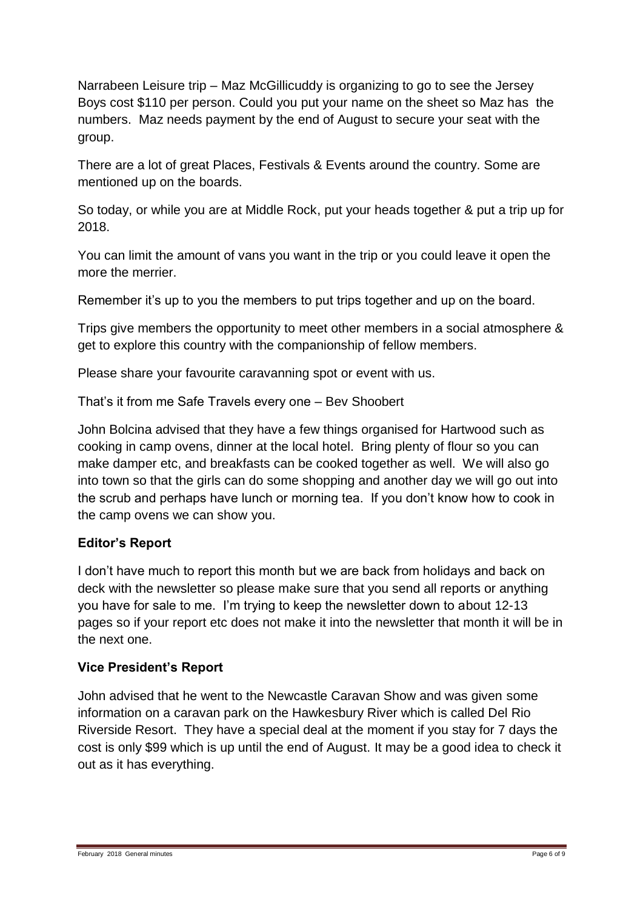Narrabeen Leisure trip – Maz McGillicuddy is organizing to go to see the Jersey Boys cost $110 per person. Could you put your name on the sheet so Maz has the numbers. Maz needs payment by the end of August to secure your seat with the group.

There are a lot of great Places, Festivals & Events around the country. Some are mentioned up on the boards.

So today, or while you are at Middle Rock, put your heads together & put a trip up for 2018.

You can limit the amount of vans you want in the trip or you could leave it open the more the merrier.

Remember it's up to you the members to put trips together and up on the board.

Trips give members the opportunity to meet other members in a social atmosphere & get to explore this country with the companionship of fellow members.

Please share your favourite caravanning spot or event with us.

That's it from me Safe Travels every one – Bev Shoobert

John Bolcina advised that they have a few things organised for Hartwood such as cooking in camp ovens, dinner at the local hotel. Bring plenty of flour so you can make damper etc, and breakfasts can be cooked together as well. We will also go into town so that the girls can do some shopping and another day we will go out into the scrub and perhaps have lunch or morning tea. If you don't know how to cook in the camp ovens we can show you.

**Editor's Report**

I don't have much to report this month but we are back from holidays and back on deck with the newsletter so please make sure that you send all reports or anything you have for sale to me. I'm trying to keep the newsletter down to about 12-13 pages so if your report etc does not make it into the newsletter that month it will be in the next one.

**Vice President's Report**

John advised that he went to the Newcastle Caravan Show and was given some information on a caravan park on the Hawkesbury River which is called Del Rio Riverside Resort. They have a special deal at the moment if you stay for 7 days the cost is only $99 which is up until the end of August. It may be a good idea to check it out as it has everything.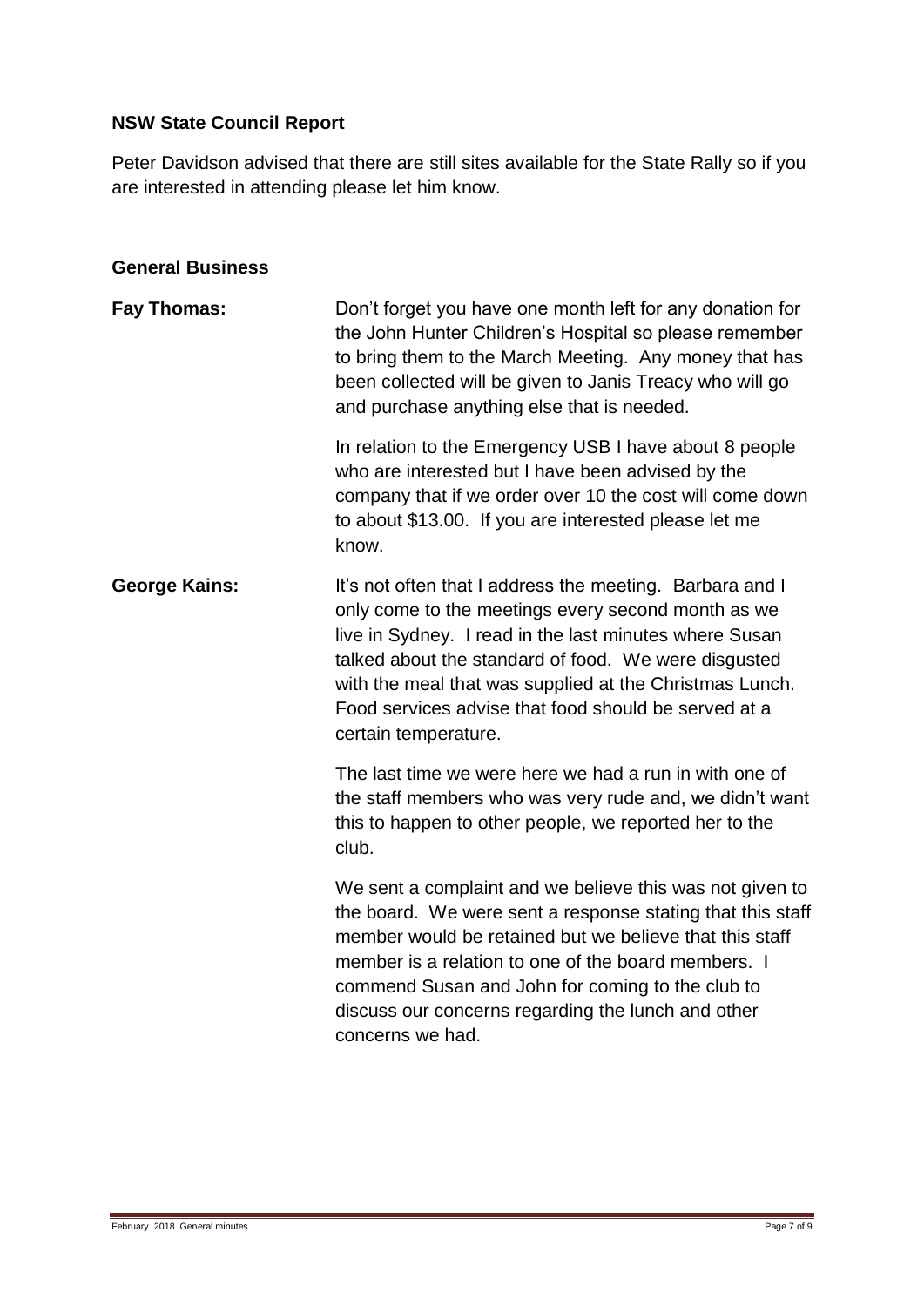**NSW State Council Report**

Peter Davidson advised that there are still sites available for the State Rally so if you are interested in attending please let him know.

**General Business**

**Fay Thomas:** Don't forget you have one month left for any donation for the John Hunter Children's Hospital so please remember to bring them to the March Meeting. Any money that has been collected will be given to Janis Treacy who will go and purchase anything else that is needed.

In relation to the Emergency USB I have about 8 people who are interested but I have been advised by the company that if we order over 10 the cost will come down to about $13.00. If you are interested please let me know.

**George Kains:** It's not often that I address the meeting. Barbara and I only come to the meetings every second month as we live in Sydney. I read in the last minutes where Susan talked about the standard of food. We were disgusted with the meal that was supplied at the Christmas Lunch. Food services advise that food should be served at a certain temperature.

The last time we were here we had a run in with one of the staff members who was very rude and, we didn't want this to happen to other people, we reported her to the club.

We sent a complaint and we believe this was not given to the board. We were sent a response stating that this staff member would be retained but we believe that this staff member is a relation to one of the board members. I commend Susan and John for coming to the club to discuss our concerns regarding the lunch and other concerns we had.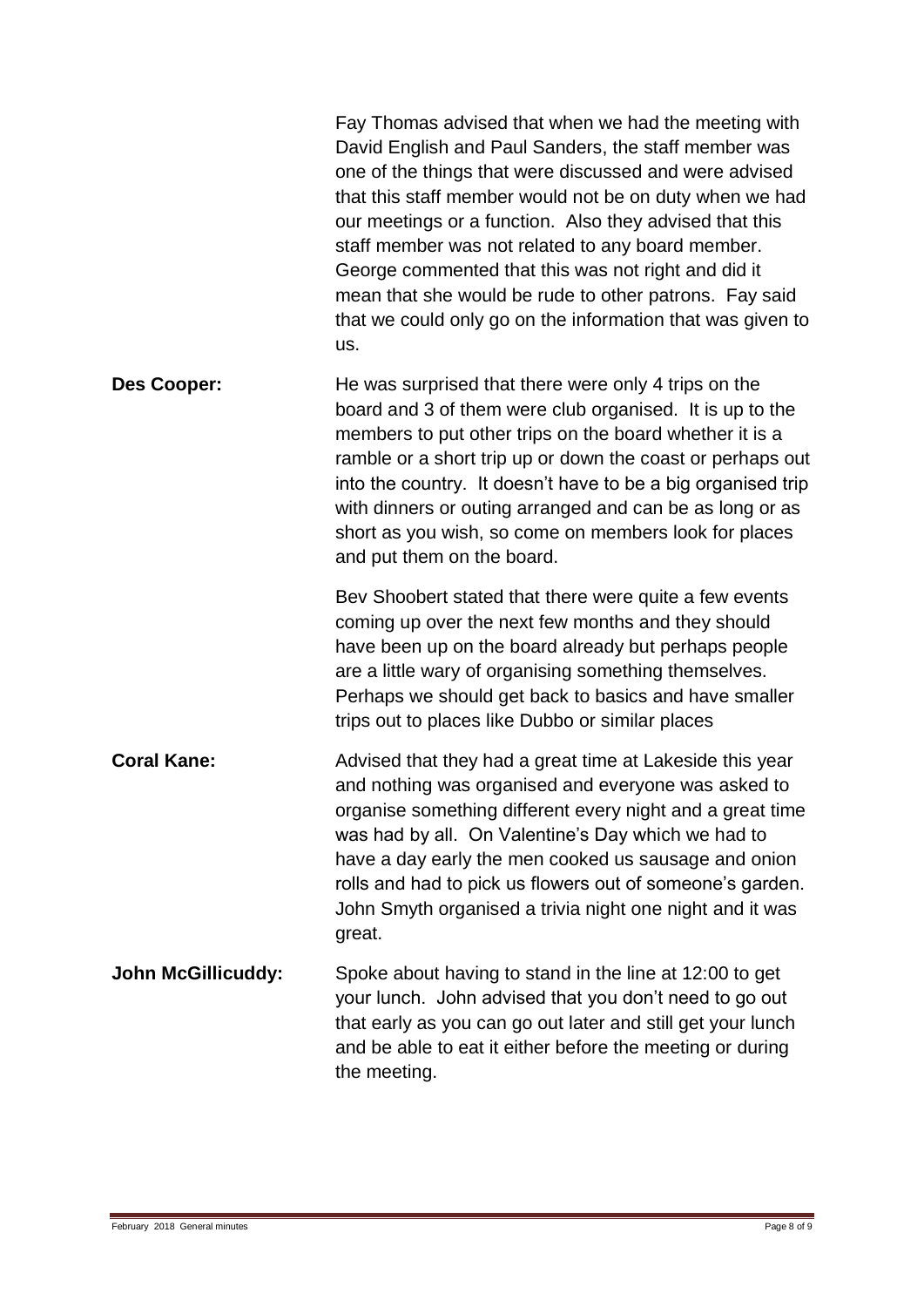Fay Thomas advised that when we had the meeting with David English and Paul Sanders, the staff member was one of the things that were discussed and were advised that this staff member would not be on duty when we had our meetings or a function. Also they advised that this staff member was not related to any board member. George commented that this was not right and did it mean that she would be rude to other patrons. Fay said that we could only go on the information that was given to us.

**Des Cooper:** He was surprised that there were only 4 trips on the board and 3 of them were club organised. It is up to the members to put other trips on the board whether it is a ramble or a short trip up or down the coast or perhaps out into the country. It doesn't have to be a big organised trip with dinners or outing arranged and can be as long or as short as you wish, so come on members look for places and put them on the board.

Bev Shoobert stated that there were quite a few events coming up over the next few months and they should have been up on the board already but perhaps people are a little wary of organising something themselves. Perhaps we should get back to basics and have smaller trips out to places like Dubbo or similar places

**Coral Kane:** Advised that they had a great time at Lakeside this year and nothing was organised and everyone was asked to organise something different every night and a great time was had by all. On Valentine's Day which we had to have a day early the men cooked us sausage and onion rolls and had to pick us flowers out of someone's garden. John Smyth organised a trivia night one night and it was great.

**John McGillicuddy:** Spoke about having to stand in the line at 12:00 to get your lunch. John advised that you don't need to go out that early as you can go out later and still get your lunch and be able to eat it either before the meeting or during the meeting.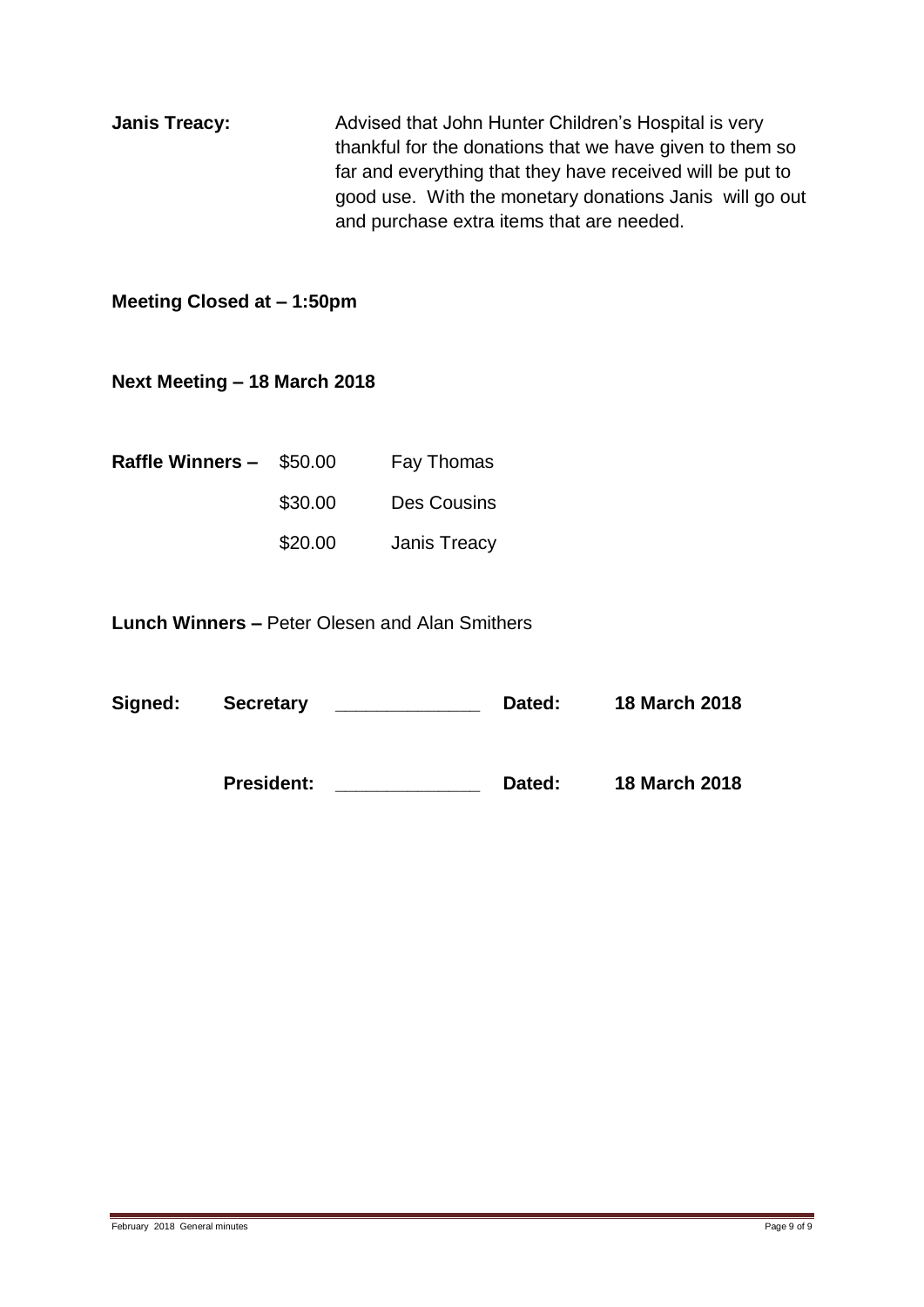**Janis Treacy:** Advised that John Hunter Children's Hospital is very thankful for the donations that we have given to them so far and everything that they have received will be put to good use. With the monetary donations Janis will go out and purchase extra items that are needed.

**Meeting Closed at – 1:50pm**

**Next Meeting – 18 March 2018**

| | | |
|---|---|---|
| **Raffle Winners –** | $50.00 | Fay Thomas |
| | $30.00 | Des Cousins |
| | $20.00 | Janis Treacy |

**Lunch Winners –** Peter Olesen and Alan Smithers

| | | | | |
|---|---|---|---|---|
| **Signed:** | **Secretary** | ______________ | **Dated:** | **18 March 2018** |
| | **President:** | ______________ | **Dated:** | **18 March 2018** |